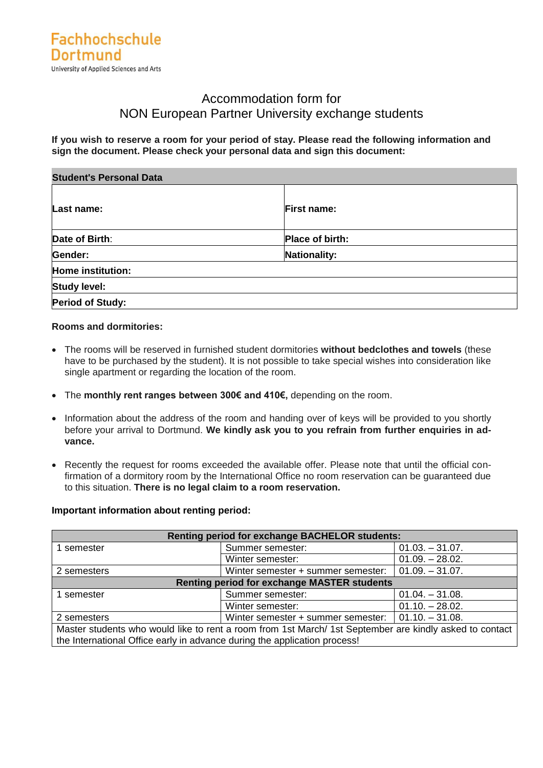Fachhochschule Dortmund

University of Applied Sciences and Arts

# Accommodation form for NON European Partner University exchange students

**If you wish to reserve a room for your period of stay. Please read the following information and sign the document. Please check your personal data and sign this document:**

| **Student's Personal Data** | |
|---|---|
| **Last name:** | **First name:** |
| **Date of Birth**: | **Place of birth:** |
| **Gender:** | **Nationality:** |
| **Home institution:** | |
| **Study level:** | |
| **Period of Study:** | |

**Rooms and dormitories:**

- The rooms will be reserved in furnished student dormitories **without bedclothes and towels** (these have to be purchased by the student). It is not possible to take special wishes into consideration like single apartment or regarding the location of the room.
- The **monthly rent ranges between 300€ and 410€,** depending on the room.
- Information about the address of the room and handing over of keys will be provided to you shortly before your arrival to Dortmund. **We kindly ask you to you refrain from further enquiries in advance.**
- Recently the request for rooms exceeded the available offer. Please note that until the official confirmation of a dormitory room by the International Office no room reservation can be guaranteed due to this situation. **There is no legal claim to a room reservation.**

**Important information about renting period:**

| **Renting period for exchange BACHELOR students:** | | |
|---|---|---|
| 1 semester | Summer semester: | 01.03. – 31.07. |
| | Winter semester: | 01.09. – 28.02. |
| 2 semesters | Winter semester + summer semester: | 01.09. – 31.07. |
| **Renting period for exchange MASTER students** | | |
| 1 semester | Summer semester: | 01.04. – 31.08. |
| | Winter semester: | 01.10. – 28.02. |
| 2 semesters | Winter semester + summer semester: | 01.10. – 31.08. |
| Master students who would like to rent a room from 1st March/ 1st September are kindly asked to contact the International Office early in advance during the application process! | | |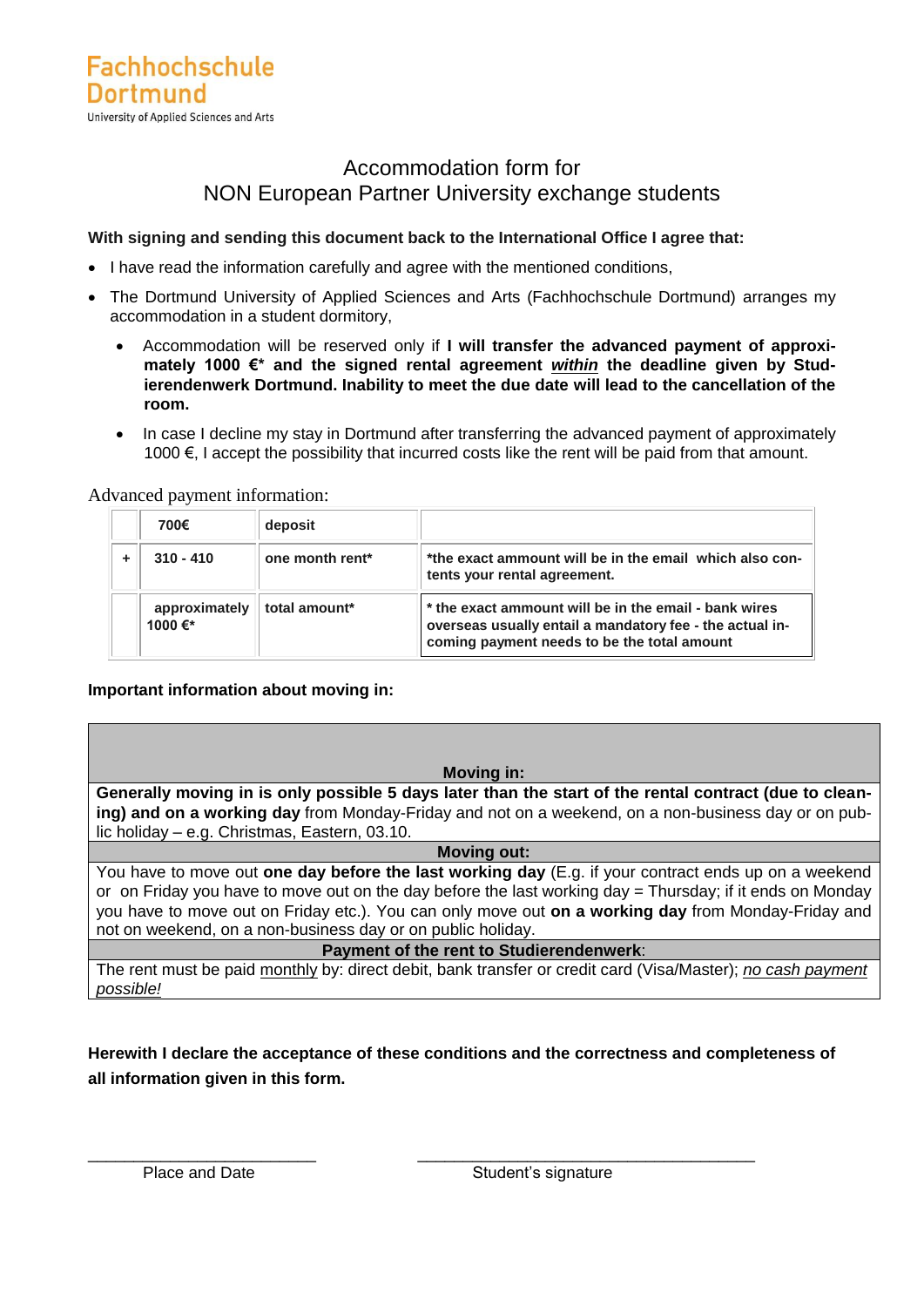Fachhochschule
Dortmund
University of Applied Sciences and Arts

# Accommodation form for NON European Partner University exchange students

**With signing and sending this document back to the International Office I agree that:**

- I have read the information carefully and agree with the mentioned conditions,
- The Dortmund University of Applied Sciences and Arts (Fachhochschule Dortmund) arranges my accommodation in a student dormitory,
  - Accommodation will be reserved only if **I will transfer the advanced payment of approximately 1000 €\* and the signed rental agreement *within* the deadline given by Studierendenwerk Dortmund. Inability to meet the due date will lead to the cancellation of the room.**
  - In case I decline my stay in Dortmund after transferring the advanced payment of approximately 1000 €, I accept the possibility that incurred costs like the rent will be paid from that amount.

Advanced payment information:

| | | | |
|---|---|---|---|
| | **700€** | **deposit** | |
| **+** | **310 - 410** | **one month rent*** | **\*the exact ammount will be in the email which also contents your rental agreement.** |
| | **approximately 1000 €\*** | **total amount*** | **\* the exact ammount will be in the email - bank wires overseas usually entail a mandatory fee - the actual incoming payment needs to be the total amount** |

**Important information about moving in:**

| **Moving in:** |
|---|
| **Generally moving in is only possible 5 days later than the start of the rental contract (due to cleaning) and on a working day** from Monday-Friday and not on a weekend, on a non-business day or on public holiday – e.g. Christmas, Eastern, 03.10. |
| **Moving out:** |
| You have to move out **one day before the last working day** (E.g. if your contract ends up on a weekend or on Friday you have to move out on the day before the last working day = Thursday; if it ends on Monday you have to move out on Friday etc.). You can only move out **on a working day** from Monday-Friday and not on weekend, on a non-business day or on public holiday. |
| **Payment of the rent to Studierendenwerk**: |
| The rent must be paid monthly by: direct debit, bank transfer or credit card (Visa/Master); *no cash payment possible!* |

**Herewith I declare the acceptance of these conditions and the correctness and completeness of all information given in this form.**

\_\_\_\_\_\_\_\_\_\_\_\_\_\_\_\_\_\_\_\_\_\_\_\_\_ Place and Date

\_\_\_\_\_\_\_\_\_\_\_\_\_\_\_\_\_\_\_\_\_\_\_\_\_\_\_\_\_\_\_\_\_\_\_\_\_ Student's signature